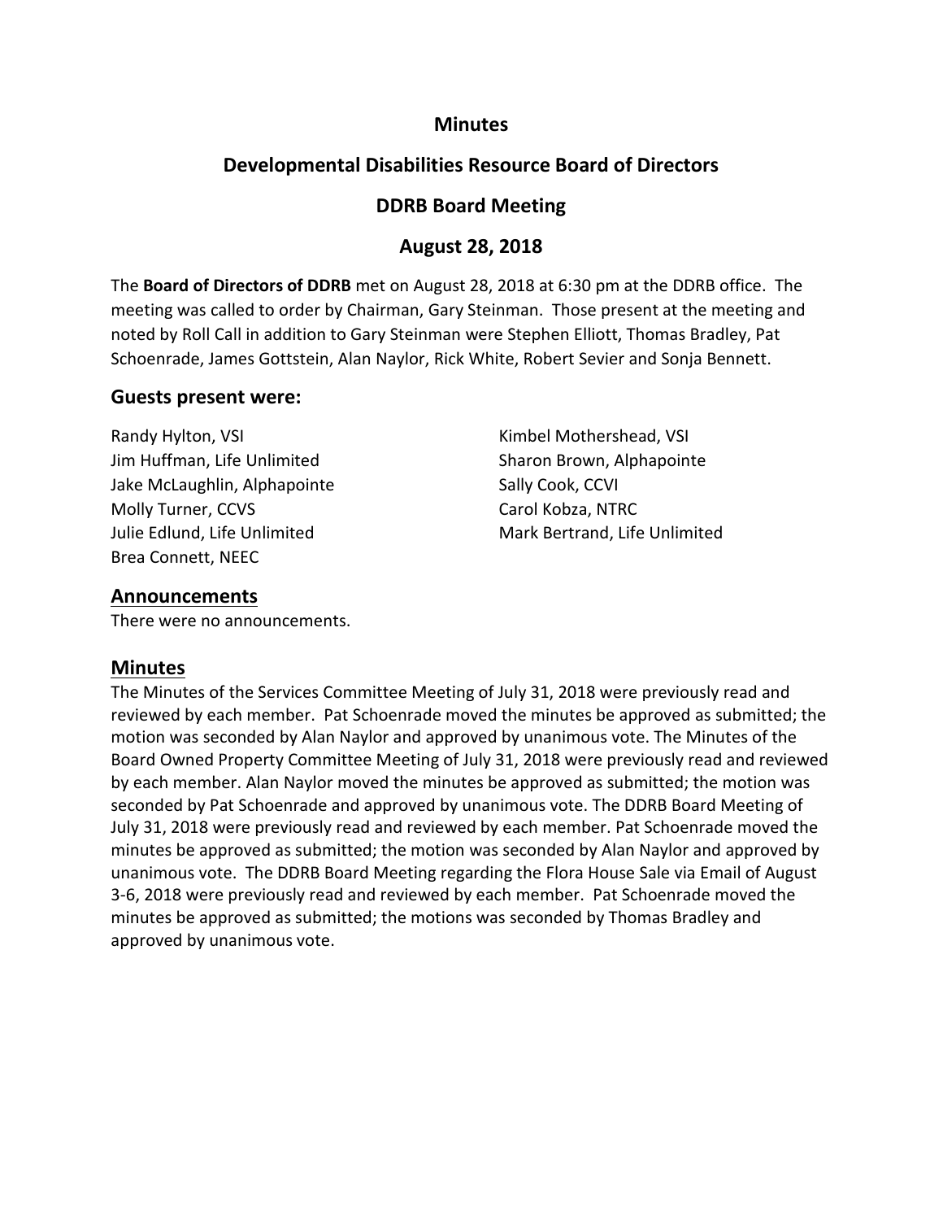# Minutes

## Developmental Disabilities Resource Board of Directors

## DDRB Board Meeting

## August 28, 2018

The **Board of Directors of DDRB** met on August 28, 2018 at 6:30 pm at the DDRB office. The meeting was called to order by Chairman, Gary Steinman. Those present at the meeting and noted by Roll Call in addition to Gary Steinman were Stephen Elliott, Thomas Bradley, Pat Schoenrade, James Gottstein, Alan Naylor, Rick White, Robert Sevier and Sonja Bennett.

### Guests present were:

Randy Hylton, VSI
Jim Huffman, Life Unlimited
Jake McLaughlin, Alphapointe
Molly Turner, CCVS
Julie Edlund, Life Unlimited
Brea Connett, NEEC
Kimbel Mothershead, VSI
Sharon Brown, Alphapointe
Sally Cook, CCVI
Carol Kobza, NTRC
Mark Bertrand, Life Unlimited

### Announcements

There were no announcements.

### Minutes

The Minutes of the Services Committee Meeting of July 31, 2018 were previously read and reviewed by each member. Pat Schoenrade moved the minutes be approved as submitted; the motion was seconded by Alan Naylor and approved by unanimous vote. The Minutes of the Board Owned Property Committee Meeting of July 31, 2018 were previously read and reviewed by each member. Alan Naylor moved the minutes be approved as submitted; the motion was seconded by Pat Schoenrade and approved by unanimous vote. The DDRB Board Meeting of July 31, 2018 were previously read and reviewed by each member. Pat Schoenrade moved the minutes be approved as submitted; the motion was seconded by Alan Naylor and approved by unanimous vote. The DDRB Board Meeting regarding the Flora House Sale via Email of August 3-6, 2018 were previously read and reviewed by each member. Pat Schoenrade moved the minutes be approved as submitted; the motions was seconded by Thomas Bradley and approved by unanimous vote.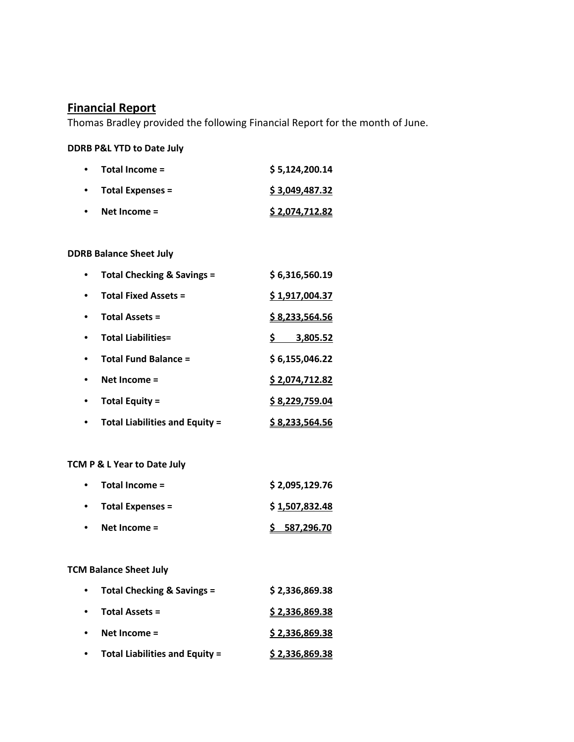## Financial Report

Thomas Bradley provided the following Financial Report for the month of June.

**DDRB P&L YTD to Date July**

- **Total Income =** **$ 5,124,200.14**
- **Total Expenses =** **$ 3,049,487.32**
- **Net Income =** **$ 2,074,712.82**

**DDRB Balance Sheet July**

- **Total Checking & Savings =** **$ 6,316,560.19**
- **Total Fixed Assets =** **$ 1,917,004.37**
- **Total Assets =** **$ 8,233,564.56**
- **Total Liabilities=** **$ 3,805.52**
- **Total Fund Balance =** **$ 6,155,046.22**
- **Net Income =** **$ 2,074,712.82**
- **Total Equity =** **$ 8,229,759.04**
- **Total Liabilities and Equity =** **$ 8,233,564.56**

**TCM P & L Year to Date July**

- **Total Income =** **$ 2,095,129.76**
- **Total Expenses =** **$ 1,507,832.48**
- **Net Income =** **$ 587,296.70**

**TCM Balance Sheet July**

- **Total Checking & Savings =** **$ 2,336,869.38**
- **Total Assets =** **$ 2,336,869.38**
- **Net Income =** **$ 2,336,869.38**
- **Total Liabilities and Equity =** **$ 2,336,869.38**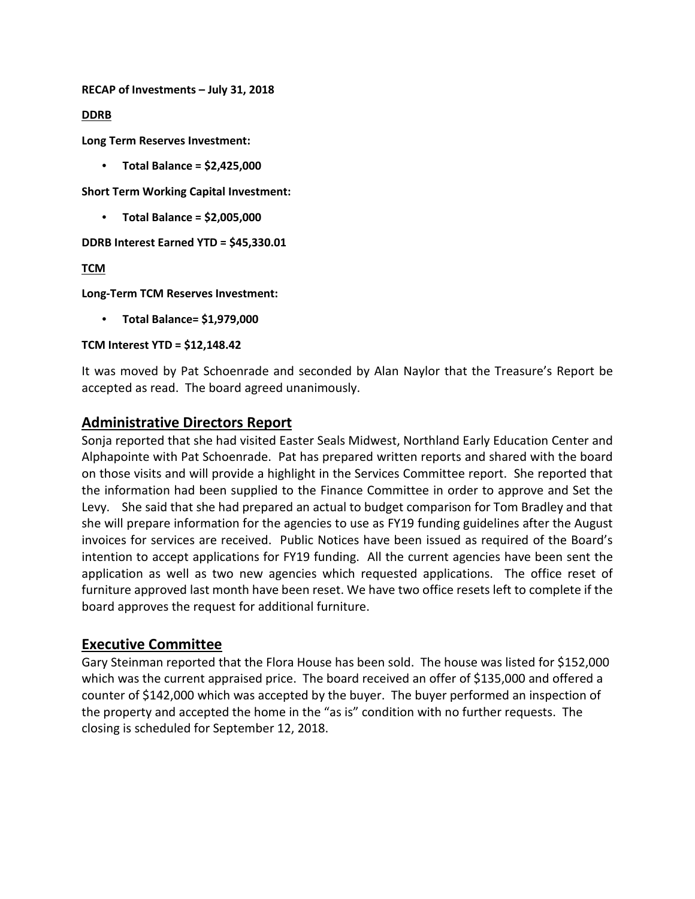**RECAP of Investments – July 31, 2018**

**DDRB**

**Long Term Reserves Investment:**

- **Total Balance = $2,425,000**

**Short Term Working Capital Investment:**

- **Total Balance = $2,005,000**

**DDRB Interest Earned YTD = $45,330.01**

**TCM**

**Long-Term TCM Reserves Investment:**

- **Total Balance= $1,979,000**

**TCM Interest YTD = $12,148.42**

It was moved by Pat Schoenrade and seconded by Alan Naylor that the Treasure's Report be accepted as read. The board agreed unanimously.

## Administrative Directors Report

Sonja reported that she had visited Easter Seals Midwest, Northland Early Education Center and Alphapointe with Pat Schoenrade. Pat has prepared written reports and shared with the board on those visits and will provide a highlight in the Services Committee report. She reported that the information had been supplied to the Finance Committee in order to approve and Set the Levy. She said that she had prepared an actual to budget comparison for Tom Bradley and that she will prepare information for the agencies to use as FY19 funding guidelines after the August invoices for services are received. Public Notices have been issued as required of the Board's intention to accept applications for FY19 funding. All the current agencies have been sent the application as well as two new agencies which requested applications. The office reset of furniture approved last month have been reset. We have two office resets left to complete if the board approves the request for additional furniture.

## Executive Committee

Gary Steinman reported that the Flora House has been sold. The house was listed for $152,000 which was the current appraised price. The board received an offer of $135,000 and offered a counter of $142,000 which was accepted by the buyer. The buyer performed an inspection of the property and accepted the home in the "as is" condition with no further requests. The closing is scheduled for September 12, 2018.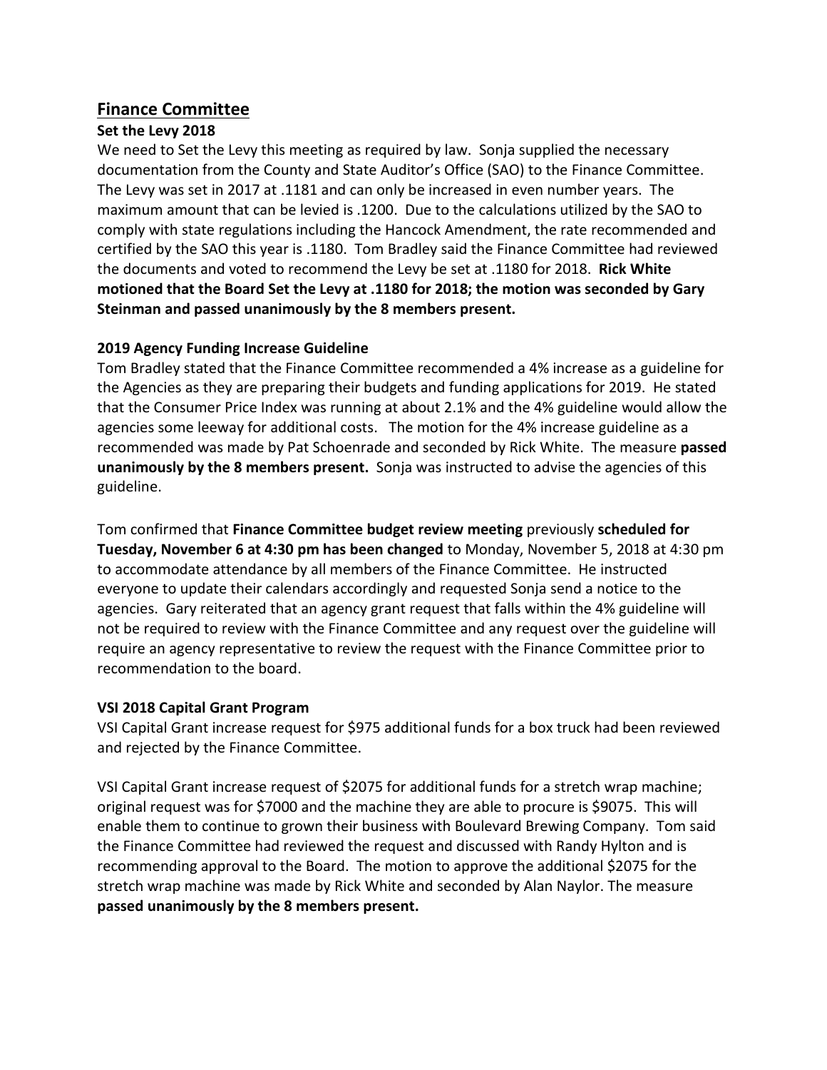## Finance Committee

**Set the Levy 2018**

We need to Set the Levy this meeting as required by law. Sonja supplied the necessary documentation from the County and State Auditor's Office (SAO) to the Finance Committee. The Levy was set in 2017 at .1181 and can only be increased in even number years. The maximum amount that can be levied is .1200. Due to the calculations utilized by the SAO to comply with state regulations including the Hancock Amendment, the rate recommended and certified by the SAO this year is .1180. Tom Bradley said the Finance Committee had reviewed the documents and voted to recommend the Levy be set at .1180 for 2018. **Rick White motioned that the Board Set the Levy at .1180 for 2018; the motion was seconded by Gary Steinman and passed unanimously by the 8 members present.**

**2019 Agency Funding Increase Guideline**

Tom Bradley stated that the Finance Committee recommended a 4% increase as a guideline for the Agencies as they are preparing their budgets and funding applications for 2019. He stated that the Consumer Price Index was running at about 2.1% and the 4% guideline would allow the agencies some leeway for additional costs. The motion for the 4% increase guideline as a recommended was made by Pat Schoenrade and seconded by Rick White. The measure **passed unanimously by the 8 members present.** Sonja was instructed to advise the agencies of this guideline.

Tom confirmed that **Finance Committee budget review meeting** previously **scheduled for Tuesday, November 6 at 4:30 pm has been changed** to Monday, November 5, 2018 at 4:30 pm to accommodate attendance by all members of the Finance Committee. He instructed everyone to update their calendars accordingly and requested Sonja send a notice to the agencies. Gary reiterated that an agency grant request that falls within the 4% guideline will not be required to review with the Finance Committee and any request over the guideline will require an agency representative to review the request with the Finance Committee prior to recommendation to the board.

**VSI 2018 Capital Grant Program**

VSI Capital Grant increase request for $975 additional funds for a box truck had been reviewed and rejected by the Finance Committee.

VSI Capital Grant increase request of $2075 for additional funds for a stretch wrap machine; original request was for $7000 and the machine they are able to procure is $9075. This will enable them to continue to grown their business with Boulevard Brewing Company. Tom said the Finance Committee had reviewed the request and discussed with Randy Hylton and is recommending approval to the Board. The motion to approve the additional $2075 for the stretch wrap machine was made by Rick White and seconded by Alan Naylor. The measure **passed unanimously by the 8 members present.**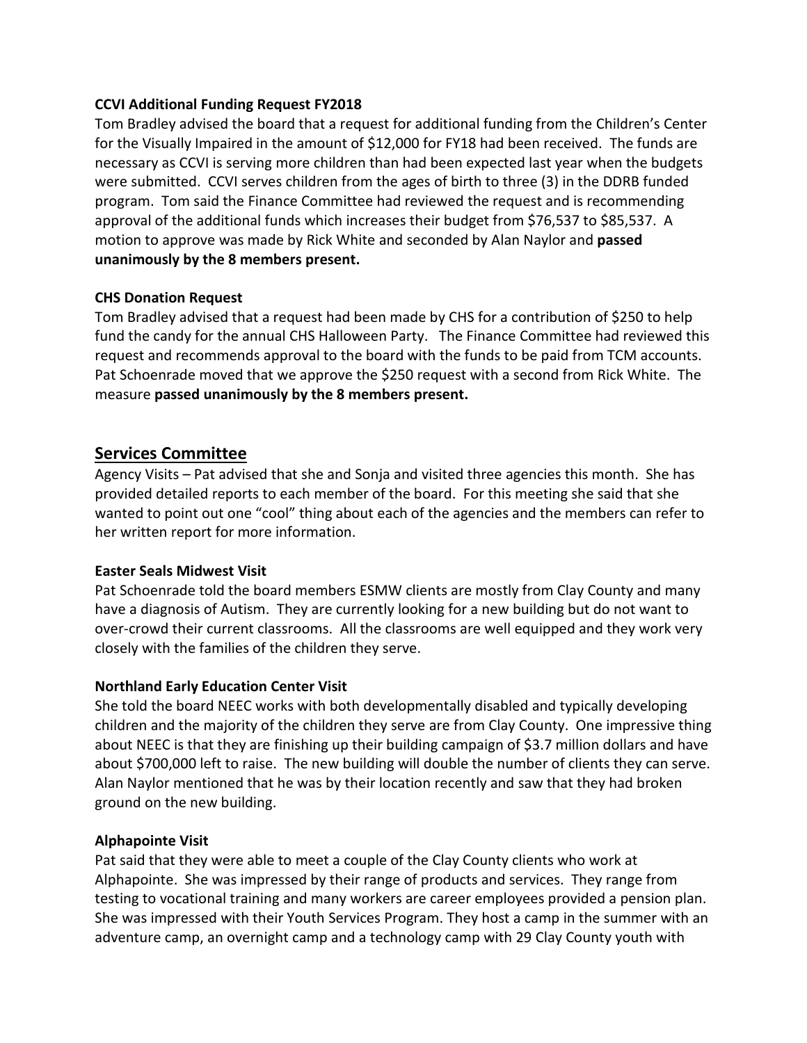**CCVI Additional Funding Request FY2018**

Tom Bradley advised the board that a request for additional funding from the Children's Center for the Visually Impaired in the amount of $12,000 for FY18 had been received. The funds are necessary as CCVI is serving more children than had been expected last year when the budgets were submitted. CCVI serves children from the ages of birth to three (3) in the DDRB funded program. Tom said the Finance Committee had reviewed the request and is recommending approval of the additional funds which increases their budget from $76,537 to $85,537. A motion to approve was made by Rick White and seconded by Alan Naylor and **passed unanimously by the 8 members present.**

**CHS Donation Request**

Tom Bradley advised that a request had been made by CHS for a contribution of $250 to help fund the candy for the annual CHS Halloween Party. The Finance Committee had reviewed this request and recommends approval to the board with the funds to be paid from TCM accounts. Pat Schoenrade moved that we approve the $250 request with a second from Rick White. The measure **passed unanimously by the 8 members present.**

## Services Committee

Agency Visits – Pat advised that she and Sonja and visited three agencies this month. She has provided detailed reports to each member of the board. For this meeting she said that she wanted to point out one "cool" thing about each of the agencies and the members can refer to her written report for more information.

**Easter Seals Midwest Visit**

Pat Schoenrade told the board members ESMW clients are mostly from Clay County and many have a diagnosis of Autism. They are currently looking for a new building but do not want to over-crowd their current classrooms. All the classrooms are well equipped and they work very closely with the families of the children they serve.

**Northland Early Education Center Visit**

She told the board NEEC works with both developmentally disabled and typically developing children and the majority of the children they serve are from Clay County. One impressive thing about NEEC is that they are finishing up their building campaign of $3.7 million dollars and have about $700,000 left to raise. The new building will double the number of clients they can serve. Alan Naylor mentioned that he was by their location recently and saw that they had broken ground on the new building.

**Alphapointe Visit**

Pat said that they were able to meet a couple of the Clay County clients who work at Alphapointe. She was impressed by their range of products and services. They range from testing to vocational training and many workers are career employees provided a pension plan. She was impressed with their Youth Services Program. They host a camp in the summer with an adventure camp, an overnight camp and a technology camp with 29 Clay County youth with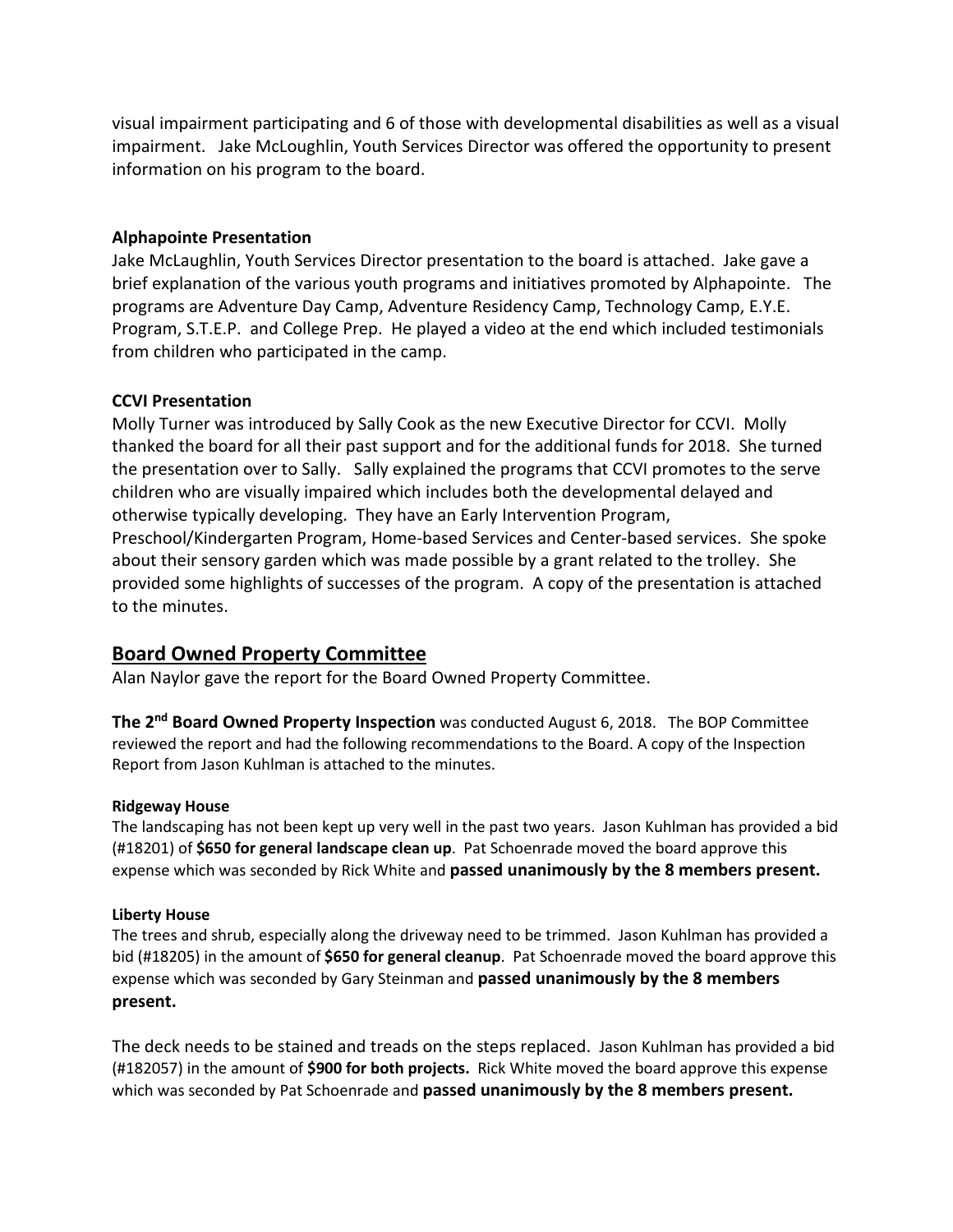visual impairment participating and 6 of those with developmental disabilities as well as a visual impairment. Jake McLoughlin, Youth Services Director was offered the opportunity to present information on his program to the board.

**Alphapointe Presentation**

Jake McLaughlin, Youth Services Director presentation to the board is attached. Jake gave a brief explanation of the various youth programs and initiatives promoted by Alphapointe. The programs are Adventure Day Camp, Adventure Residency Camp, Technology Camp, E.Y.E. Program, S.T.E.P. and College Prep. He played a video at the end which included testimonials from children who participated in the camp.

**CCVI Presentation**

Molly Turner was introduced by Sally Cook as the new Executive Director for CCVI. Molly thanked the board for all their past support and for the additional funds for 2018. She turned the presentation over to Sally. Sally explained the programs that CCVI promotes to the serve children who are visually impaired which includes both the developmental delayed and otherwise typically developing. They have an Early Intervention Program, Preschool/Kindergarten Program, Home-based Services and Center-based services. She spoke about their sensory garden which was made possible by a grant related to the trolley. She provided some highlights of successes of the program. A copy of the presentation is attached to the minutes.

## Board Owned Property Committee

Alan Naylor gave the report for the Board Owned Property Committee.

**The 2nd Board Owned Property Inspection** was conducted August 6, 2018. The BOP Committee reviewed the report and had the following recommendations to the Board. A copy of the Inspection Report from Jason Kuhlman is attached to the minutes.

**Ridgeway House**

The landscaping has not been kept up very well in the past two years. Jason Kuhlman has provided a bid (#18201) of **$650 for general landscape clean up**. Pat Schoenrade moved the board approve this expense which was seconded by Rick White and **passed unanimously by the 8 members present.**

**Liberty House**

The trees and shrub, especially along the driveway need to be trimmed. Jason Kuhlman has provided a bid (#18205) in the amount of **$650 for general cleanup**. Pat Schoenrade moved the board approve this expense which was seconded by Gary Steinman and **passed unanimously by the 8 members present.**

The deck needs to be stained and treads on the steps replaced. Jason Kuhlman has provided a bid (#182057) in the amount of **$900 for both projects.** Rick White moved the board approve this expense which was seconded by Pat Schoenrade and **passed unanimously by the 8 members present.**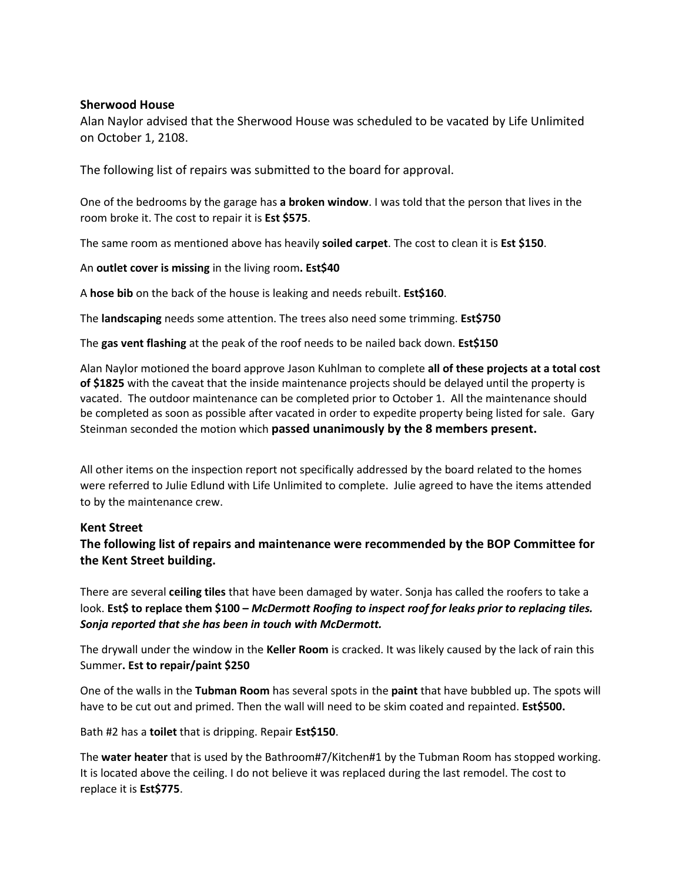### Sherwood House

Alan Naylor advised that the Sherwood House was scheduled to be vacated by Life Unlimited on October 1, 2108.

The following list of repairs was submitted to the board for approval.

One of the bedrooms by the garage has **a broken window**. I was told that the person that lives in the room broke it. The cost to repair it is **Est $575**.

The same room as mentioned above has heavily **soiled carpet**. The cost to clean it is **Est $150**.

An **outlet cover is missing** in the living room**. Est$40**

A **hose bib** on the back of the house is leaking and needs rebuilt. **Est$160**.

The **landscaping** needs some attention. The trees also need some trimming. **Est$750**

The **gas vent flashing** at the peak of the roof needs to be nailed back down. **Est$150**

Alan Naylor motioned the board approve Jason Kuhlman to complete **all of these projects at a total cost of $1825** with the caveat that the inside maintenance projects should be delayed until the property is vacated. The outdoor maintenance can be completed prior to October 1. All the maintenance should be completed as soon as possible after vacated in order to expedite property being listed for sale. Gary Steinman seconded the motion which **passed unanimously by the 8 members present.**

All other items on the inspection report not specifically addressed by the board related to the homes were referred to Julie Edlund with Life Unlimited to complete. Julie agreed to have the items attended to by the maintenance crew.

### Kent Street

**The following list of repairs and maintenance were recommended by the BOP Committee for the Kent Street building.**

There are several **ceiling tiles** that have been damaged by water. Sonja has called the roofers to take a look. **Est$ to replace them $100 –** ***McDermott Roofing to inspect roof for leaks prior to replacing tiles. Sonja reported that she has been in touch with McDermott.***

The drywall under the window in the **Keller Room** is cracked. It was likely caused by the lack of rain this Summer**. Est to repair/paint $250**

One of the walls in the **Tubman Room** has several spots in the **paint** that have bubbled up. The spots will have to be cut out and primed. Then the wall will need to be skim coated and repainted. **Est$500.**

Bath #2 has a **toilet** that is dripping. Repair **Est$150**.

The **water heater** that is used by the Bathroom#7/Kitchen#1 by the Tubman Room has stopped working. It is located above the ceiling. I do not believe it was replaced during the last remodel. The cost to replace it is **Est$775**.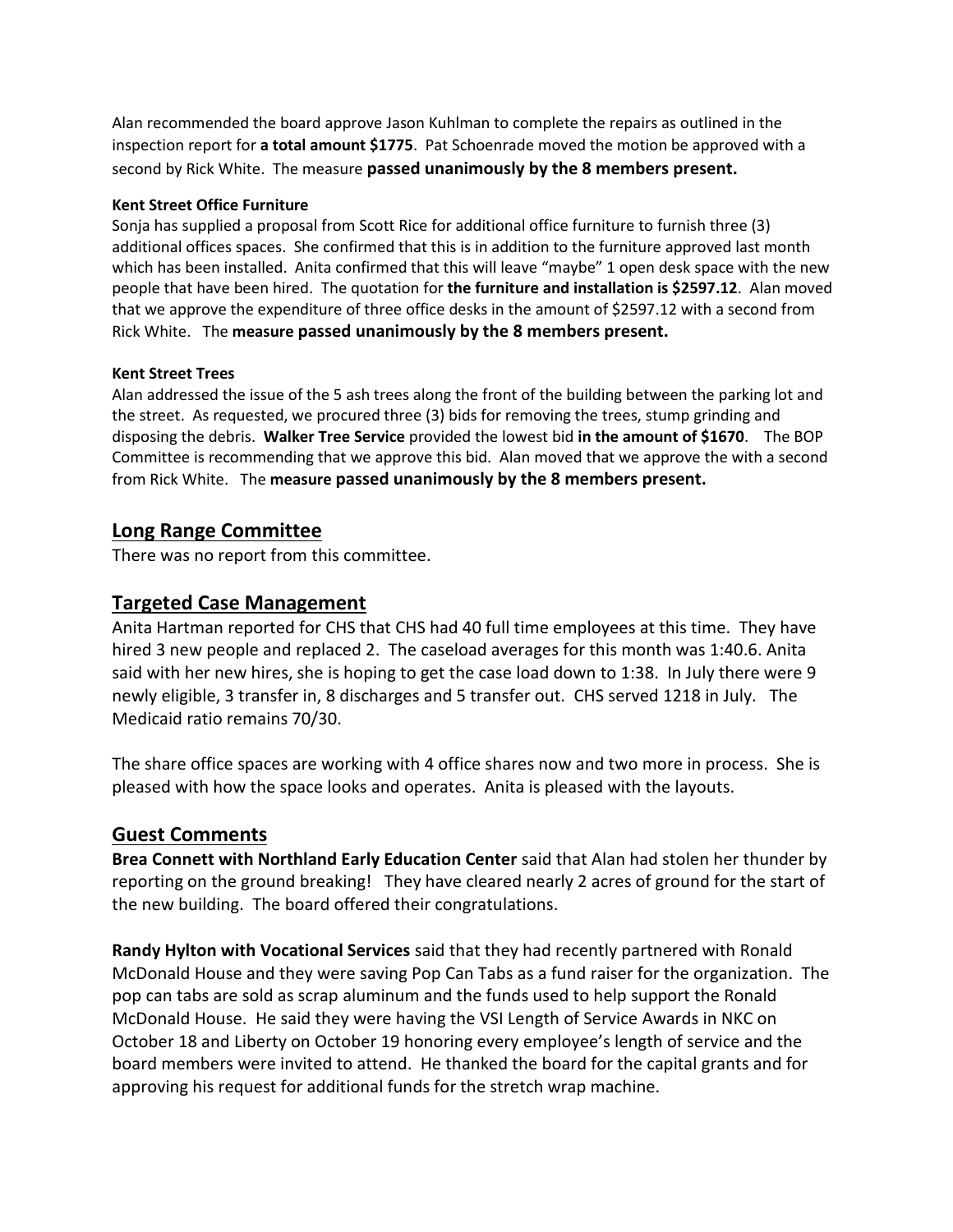Alan recommended the board approve Jason Kuhlman to complete the repairs as outlined in the inspection report for **a total amount $1775**. Pat Schoenrade moved the motion be approved with a second by Rick White. The measure **passed unanimously by the 8 members present.**

#### Kent Street Office Furniture

Sonja has supplied a proposal from Scott Rice for additional office furniture to furnish three (3) additional offices spaces. She confirmed that this is in addition to the furniture approved last month which has been installed. Anita confirmed that this will leave "maybe" 1 open desk space with the new people that have been hired. The quotation for **the furniture and installation is $2597.12**. Alan moved that we approve the expenditure of three office desks in the amount of $2597.12 with a second from Rick White. The **measure passed unanimously by the 8 members present.**

#### Kent Street Trees

Alan addressed the issue of the 5 ash trees along the front of the building between the parking lot and the street. As requested, we procured three (3) bids for removing the trees, stump grinding and disposing the debris. **Walker Tree Service** provided the lowest bid **in the amount of $1670**. The BOP Committee is recommending that we approve this bid. Alan moved that we approve the with a second from Rick White. The **measure passed unanimously by the 8 members present.**

## Long Range Committee

There was no report from this committee.

## Targeted Case Management

Anita Hartman reported for CHS that CHS had 40 full time employees at this time. They have hired 3 new people and replaced 2. The caseload averages for this month was 1:40.6. Anita said with her new hires, she is hoping to get the case load down to 1:38. In July there were 9 newly eligible, 3 transfer in, 8 discharges and 5 transfer out. CHS served 1218 in July. The Medicaid ratio remains 70/30.

The share office spaces are working with 4 office shares now and two more in process. She is pleased with how the space looks and operates. Anita is pleased with the layouts.

## Guest Comments

**Brea Connett with Northland Early Education Center** said that Alan had stolen her thunder by reporting on the ground breaking! They have cleared nearly 2 acres of ground for the start of the new building. The board offered their congratulations.

**Randy Hylton with Vocational Services** said that they had recently partnered with Ronald McDonald House and they were saving Pop Can Tabs as a fund raiser for the organization. The pop can tabs are sold as scrap aluminum and the funds used to help support the Ronald McDonald House. He said they were having the VSI Length of Service Awards in NKC on October 18 and Liberty on October 19 honoring every employee's length of service and the board members were invited to attend. He thanked the board for the capital grants and for approving his request for additional funds for the stretch wrap machine.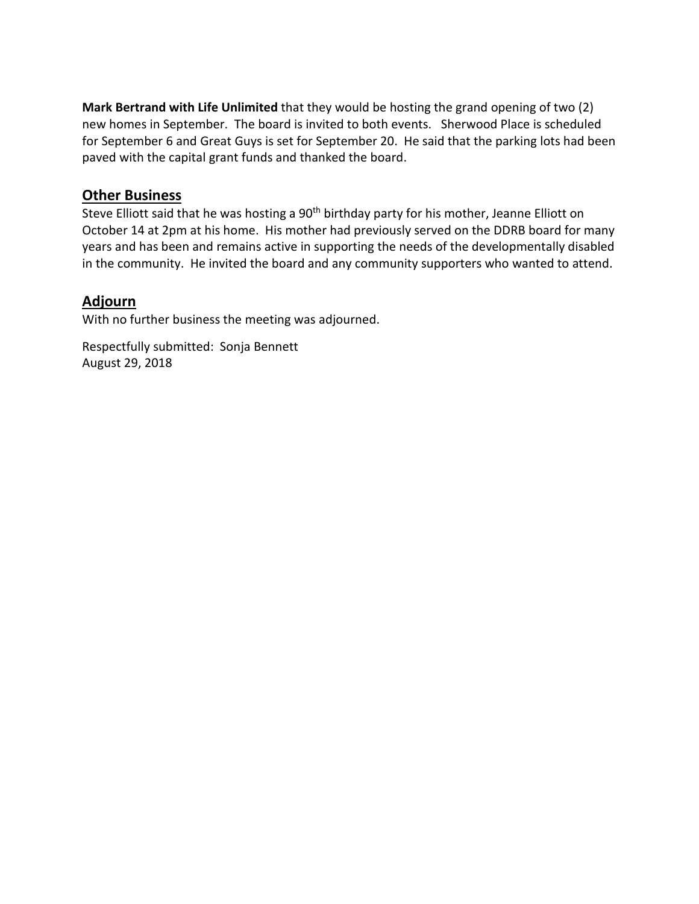**Mark Bertrand with Life Unlimited** that they would be hosting the grand opening of two (2) new homes in September. The board is invited to both events. Sherwood Place is scheduled for September 6 and Great Guys is set for September 20. He said that the parking lots had been paved with the capital grant funds and thanked the board.

## Other Business

Steve Elliott said that he was hosting a 90th birthday party for his mother, Jeanne Elliott on October 14 at 2pm at his home. His mother had previously served on the DDRB board for many years and has been and remains active in supporting the needs of the developmentally disabled in the community. He invited the board and any community supporters who wanted to attend.

## Adjourn

With no further business the meeting was adjourned.

Respectfully submitted: Sonja Bennett
August 29, 2018